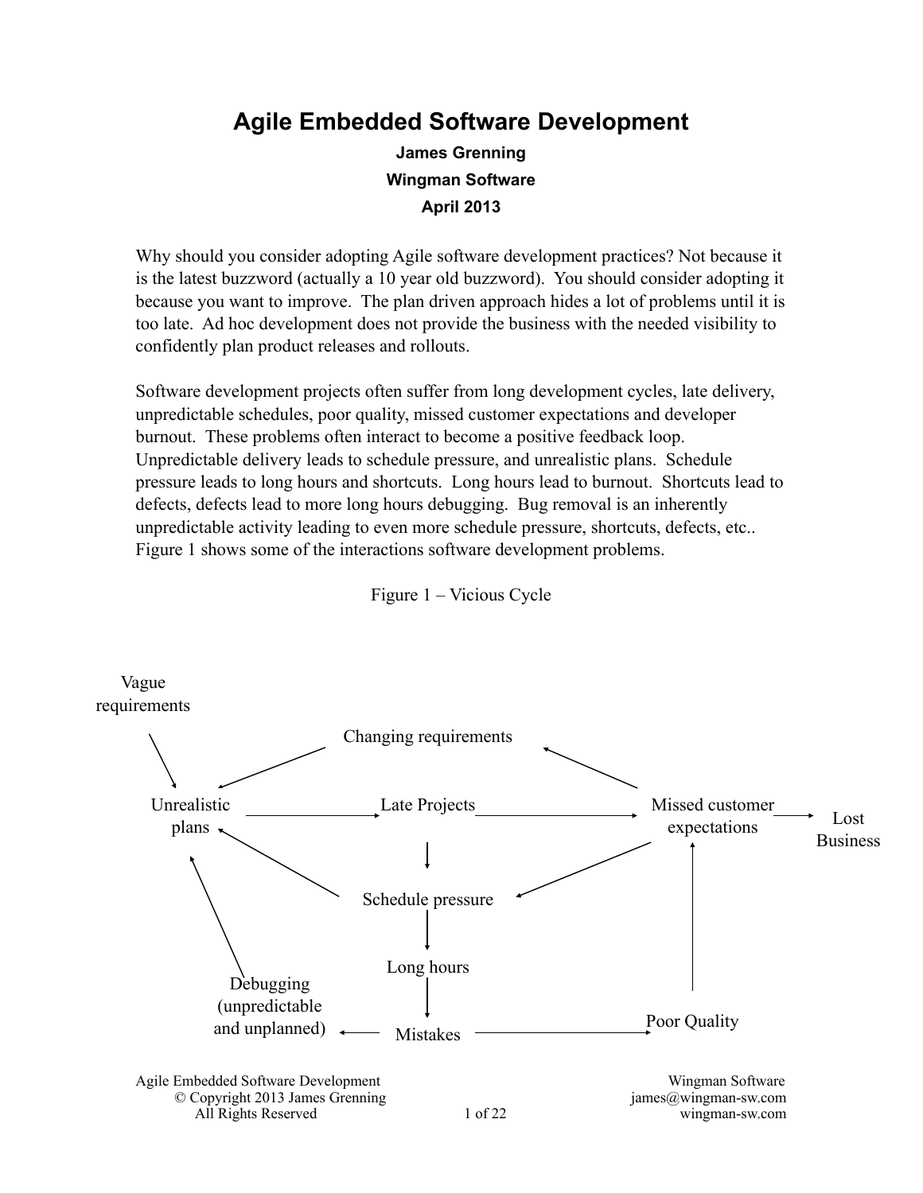# Agile Embedded Software Development

**James Grenning**

**Wingman Software**

**April 2013**

Why should you consider adopting Agile software development practices? Not because it is the latest buzzword (actually a 10 year old buzzword). You should consider adopting it because you want to improve. The plan driven approach hides a lot of problems until it is too late. Ad hoc development does not provide the business with the needed visibility to confidently plan product releases and rollouts.

Software development projects often suffer from long development cycles, late delivery, unpredictable schedules, poor quality, missed customer expectations and developer burnout. These problems often interact to become a positive feedback loop. Unpredictable delivery leads to schedule pressure, and unrealistic plans. Schedule pressure leads to long hours and shortcuts. Long hours lead to burnout. Shortcuts lead to defects, defects lead to more long hours debugging. Bug removal is an inherently unpredictable activity leading to even more schedule pressure, shortcuts, defects, etc.. Figure 1 shows some of the interactions software development problems.

Figure 1 – Vicious Cycle

Vague requirements

Changing requirements

Unrealistic plans

Late Projects

Missed customer expectations

Lost Business

Schedule pressure

Long hours

Debugging (unpredictable and unplanned)

Mistakes

Poor Quality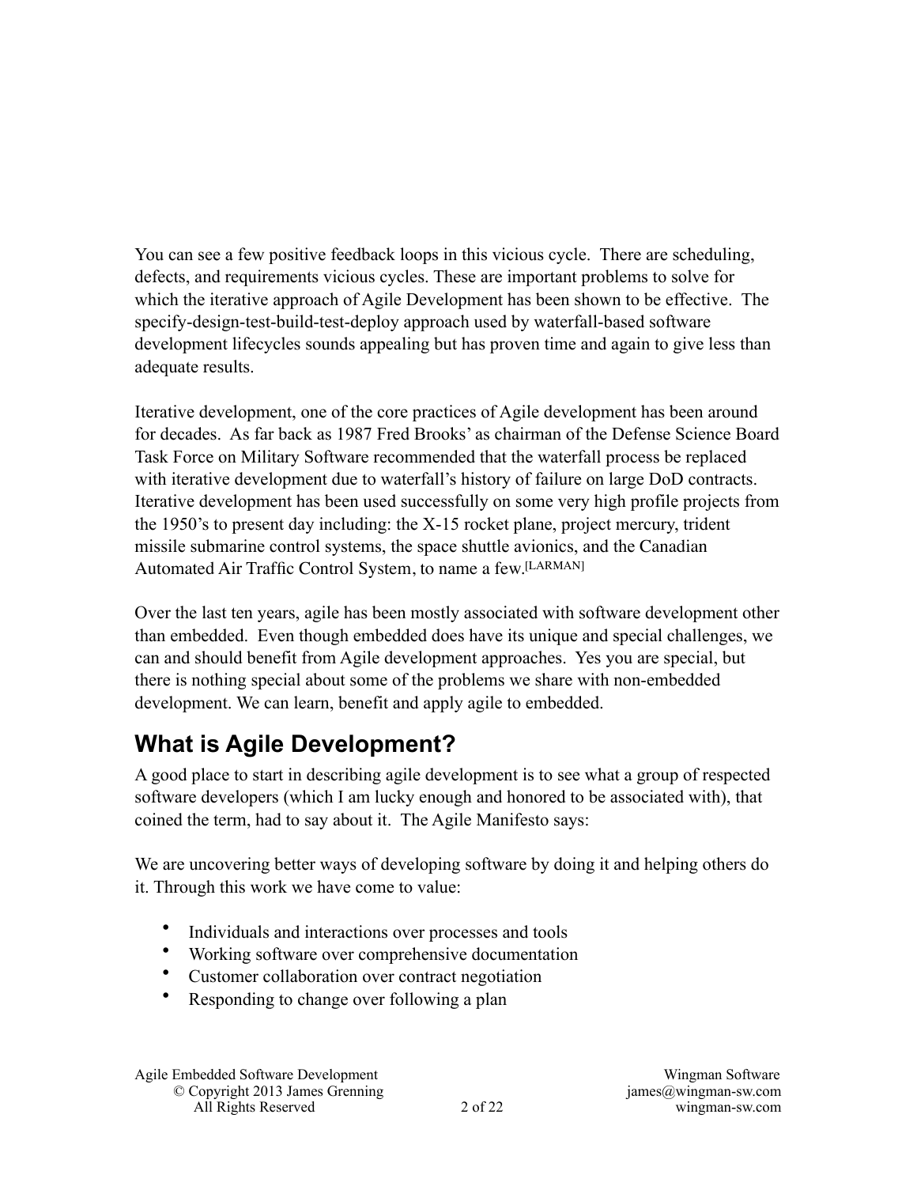You can see a few positive feedback loops in this vicious cycle. There are scheduling, defects, and requirements vicious cycles. These are important problems to solve for which the iterative approach of Agile Development has been shown to be effective. The specify-design-test-build-test-deploy approach used by waterfall-based software development lifecycles sounds appealing but has proven time and again to give less than adequate results.

Iterative development, one of the core practices of Agile development has been around for decades. As far back as 1987 Fred Brooks' as chairman of the Defense Science Board Task Force on Military Software recommended that the waterfall process be replaced with iterative development due to waterfall's history of failure on large DoD contracts. Iterative development has been used successfully on some very high profile projects from the 1950's to present day including: the X-15 rocket plane, project mercury, trident missile submarine control systems, the space shuttle avionics, and the Canadian Automated Air Traffic Control System, to name a few.[LARMAN]

Over the last ten years, agile has been mostly associated with software development other than embedded. Even though embedded does have its unique and special challenges, we can and should benefit from Agile development approaches. Yes you are special, but there is nothing special about some of the problems we share with non-embedded development. We can learn, benefit and apply agile to embedded.

## What is Agile Development?

A good place to start in describing agile development is to see what a group of respected software developers (which I am lucky enough and honored to be associated with), that coined the term, had to say about it. The Agile Manifesto says:

We are uncovering better ways of developing software by doing it and helping others do it. Through this work we have come to value:

- Individuals and interactions over processes and tools
- Working software over comprehensive documentation
- Customer collaboration over contract negotiation
- Responding to change over following a plan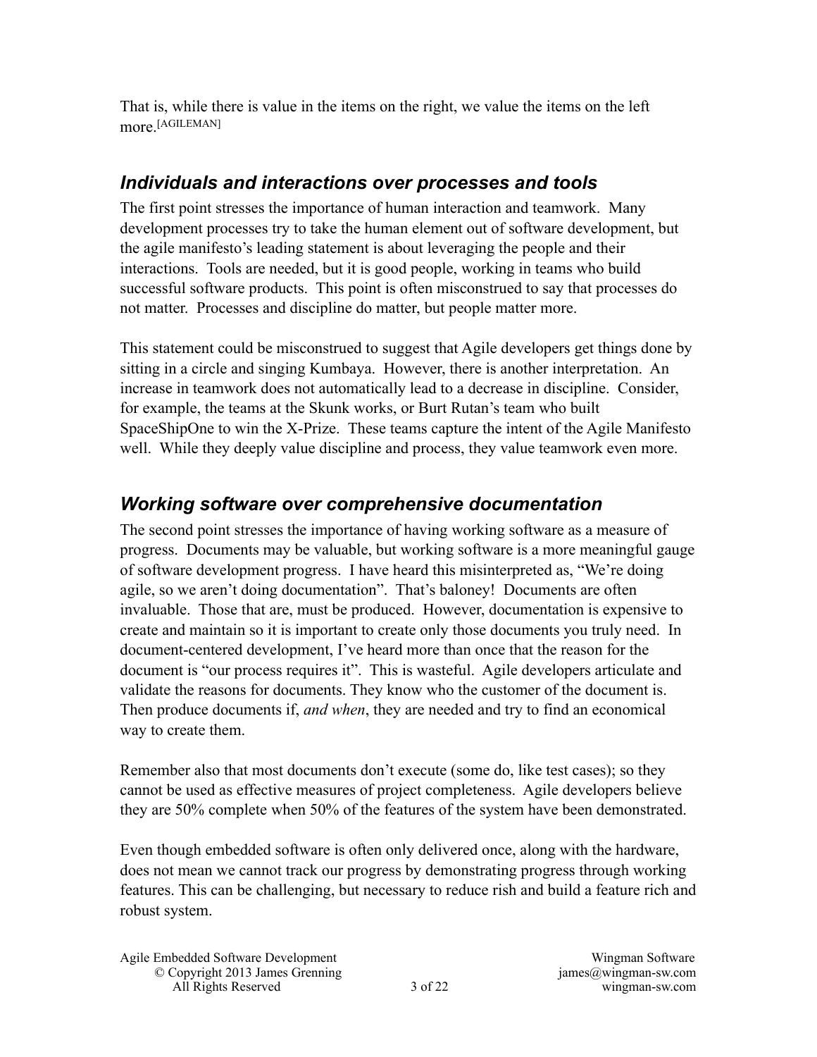That is, while there is value in the items on the right, we value the items on the left more.[AGILEMAN]

### *Individuals and interactions over processes and tools*

The first point stresses the importance of human interaction and teamwork. Many development processes try to take the human element out of software development, but the agile manifesto's leading statement is about leveraging the people and their interactions. Tools are needed, but it is good people, working in teams who build successful software products. This point is often misconstrued to say that processes do not matter. Processes and discipline do matter, but people matter more.

This statement could be misconstrued to suggest that Agile developers get things done by sitting in a circle and singing Kumbaya. However, there is another interpretation. An increase in teamwork does not automatically lead to a decrease in discipline. Consider, for example, the teams at the Skunk works, or Burt Rutan's team who built SpaceShipOne to win the X-Prize. These teams capture the intent of the Agile Manifesto well. While they deeply value discipline and process, they value teamwork even more.

### *Working software over comprehensive documentation*

The second point stresses the importance of having working software as a measure of progress. Documents may be valuable, but working software is a more meaningful gauge of software development progress. I have heard this misinterpreted as, "We're doing agile, so we aren't doing documentation". That's baloney! Documents are often invaluable. Those that are, must be produced. However, documentation is expensive to create and maintain so it is important to create only those documents you truly need. In document-centered development, I've heard more than once that the reason for the document is "our process requires it". This is wasteful. Agile developers articulate and validate the reasons for documents. They know who the customer of the document is. Then produce documents if, *and when*, they are needed and try to find an economical way to create them.

Remember also that most documents don't execute (some do, like test cases); so they cannot be used as effective measures of project completeness. Agile developers believe they are 50% complete when 50% of the features of the system have been demonstrated.

Even though embedded software is often only delivered once, along with the hardware, does not mean we cannot track our progress by demonstrating progress through working features. This can be challenging, but necessary to reduce rish and build a feature rich and robust system.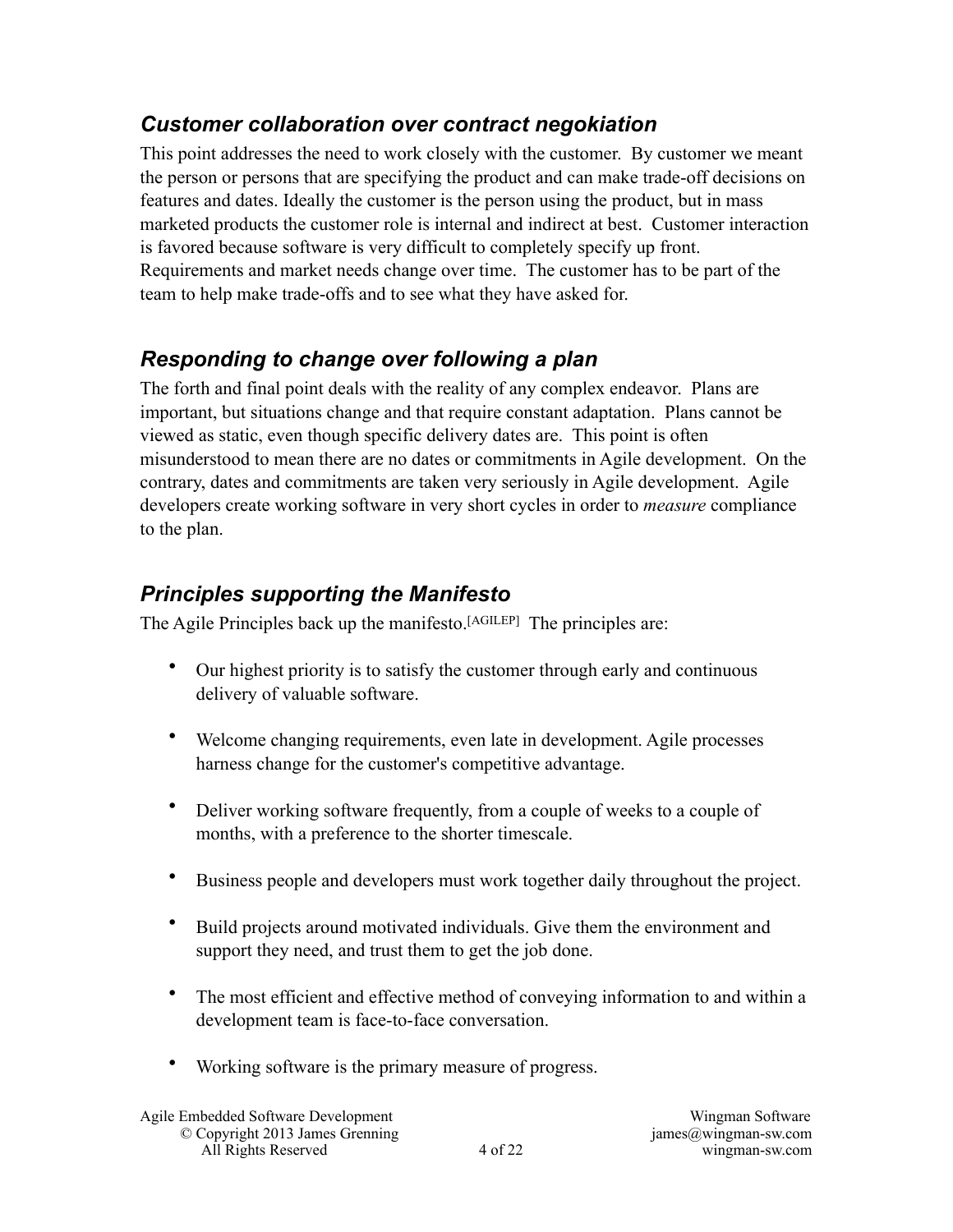### *Customer collaboration over contract negokiation*

This point addresses the need to work closely with the customer. By customer we meant the person or persons that are specifying the product and can make trade-off decisions on features and dates. Ideally the customer is the person using the product, but in mass marketed products the customer role is internal and indirect at best. Customer interaction is favored because software is very difficult to completely specify up front. Requirements and market needs change over time. The customer has to be part of the team to help make trade-offs and to see what they have asked for.

### *Responding to change over following a plan*

The forth and final point deals with the reality of any complex endeavor. Plans are important, but situations change and that require constant adaptation. Plans cannot be viewed as static, even though specific delivery dates are. This point is often misunderstood to mean there are no dates or commitments in Agile development. On the contrary, dates and commitments are taken very seriously in Agile development. Agile developers create working software in very short cycles in order to *measure* compliance to the plan.

### *Principles supporting the Manifesto*

The Agile Principles back up the manifesto.[AGILEP] The principles are:

- Our highest priority is to satisfy the customer through early and continuous delivery of valuable software.
- Welcome changing requirements, even late in development. Agile processes harness change for the customer's competitive advantage.
- Deliver working software frequently, from a couple of weeks to a couple of months, with a preference to the shorter timescale.
- Business people and developers must work together daily throughout the project.
- Build projects around motivated individuals. Give them the environment and support they need, and trust them to get the job done.
- The most efficient and effective method of conveying information to and within a development team is face-to-face conversation.
- Working software is the primary measure of progress.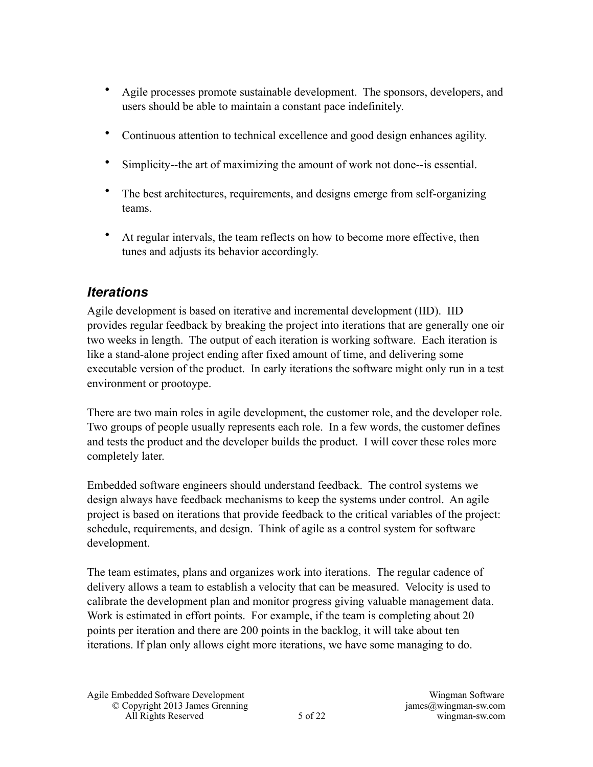- Agile processes promote sustainable development. The sponsors, developers, and users should be able to maintain a constant pace indefinitely.
- Continuous attention to technical excellence and good design enhances agility.
- Simplicity--the art of maximizing the amount of work not done--is essential.
- The best architectures, requirements, and designs emerge from self-organizing teams.
- At regular intervals, the team reflects on how to become more effective, then tunes and adjusts its behavior accordingly.

## *Iterations*

Agile development is based on iterative and incremental development (IID). IID provides regular feedback by breaking the project into iterations that are generally one oir two weeks in length. The output of each iteration is working software. Each iteration is like a stand-alone project ending after fixed amount of time, and delivering some executable version of the product. In early iterations the software might only run in a test environment or prootoype.

There are two main roles in agile development, the customer role, and the developer role. Two groups of people usually represents each role. In a few words, the customer defines and tests the product and the developer builds the product. I will cover these roles more completely later.

Embedded software engineers should understand feedback. The control systems we design always have feedback mechanisms to keep the systems under control. An agile project is based on iterations that provide feedback to the critical variables of the project: schedule, requirements, and design. Think of agile as a control system for software development.

The team estimates, plans and organizes work into iterations. The regular cadence of delivery allows a team to establish a velocity that can be measured. Velocity is used to calibrate the development plan and monitor progress giving valuable management data. Work is estimated in effort points. For example, if the team is completing about 20 points per iteration and there are 200 points in the backlog, it will take about ten iterations. If plan only allows eight more iterations, we have some managing to do.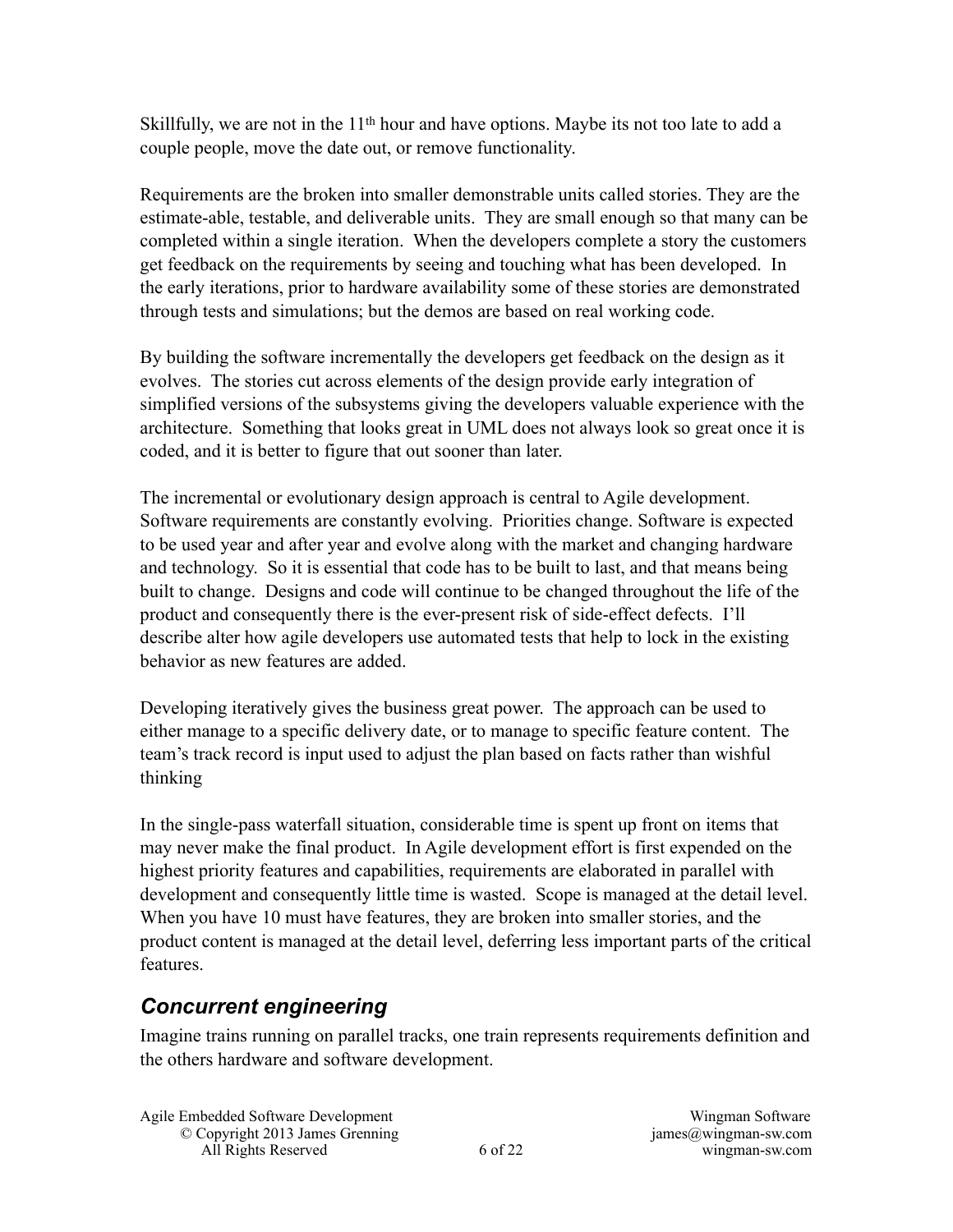Skillfully, we are not in the 11th hour and have options. Maybe its not too late to add a couple people, move the date out, or remove functionality.

Requirements are the broken into smaller demonstrable units called stories. They are the estimate-able, testable, and deliverable units. They are small enough so that many can be completed within a single iteration. When the developers complete a story the customers get feedback on the requirements by seeing and touching what has been developed. In the early iterations, prior to hardware availability some of these stories are demonstrated through tests and simulations; but the demos are based on real working code.

By building the software incrementally the developers get feedback on the design as it evolves. The stories cut across elements of the design provide early integration of simplified versions of the subsystems giving the developers valuable experience with the architecture. Something that looks great in UML does not always look so great once it is coded, and it is better to figure that out sooner than later.

The incremental or evolutionary design approach is central to Agile development. Software requirements are constantly evolving. Priorities change. Software is expected to be used year and after year and evolve along with the market and changing hardware and technology. So it is essential that code has to be built to last, and that means being built to change. Designs and code will continue to be changed throughout the life of the product and consequently there is the ever-present risk of side-effect defects. I'll describe alter how agile developers use automated tests that help to lock in the existing behavior as new features are added.

Developing iteratively gives the business great power. The approach can be used to either manage to a specific delivery date, or to manage to specific feature content. The team's track record is input used to adjust the plan based on facts rather than wishful thinking

In the single-pass waterfall situation, considerable time is spent up front on items that may never make the final product. In Agile development effort is first expended on the highest priority features and capabilities, requirements are elaborated in parallel with development and consequently little time is wasted. Scope is managed at the detail level. When you have 10 must have features, they are broken into smaller stories, and the product content is managed at the detail level, deferring less important parts of the critical features.

## *Concurrent engineering*

Imagine trains running on parallel tracks, one train represents requirements definition and the others hardware and software development.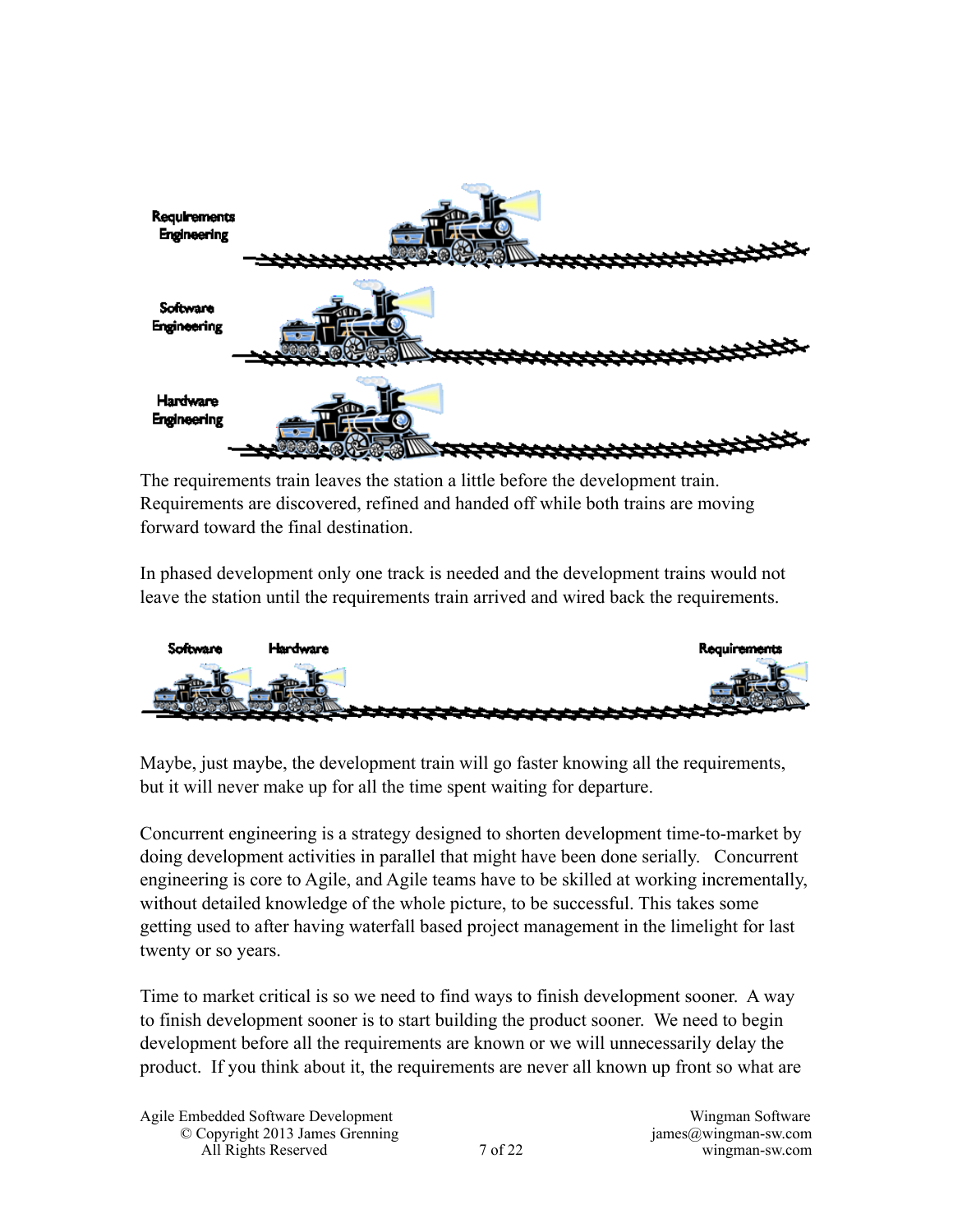The requirements train leaves the station a little before the development train. Requirements are discovered, refined and handed off while both trains are moving forward toward the final destination.

In phased development only one track is needed and the development trains would not leave the station until the requirements train arrived and wired back the requirements.

Maybe, just maybe, the development train will go faster knowing all the requirements, but it will never make up for all the time spent waiting for departure.

Concurrent engineering is a strategy designed to shorten development time-to-market by doing development activities in parallel that might have been done serially. Concurrent engineering is core to Agile, and Agile teams have to be skilled at working incrementally, without detailed knowledge of the whole picture, to be successful. This takes some getting used to after having waterfall based project management in the limelight for last twenty or so years.

Time to market critical is so we need to find ways to finish development sooner. A way to finish development sooner is to start building the product sooner. We need to begin development before all the requirements are known or we will unnecessarily delay the product. If you think about it, the requirements are never all known up front so what are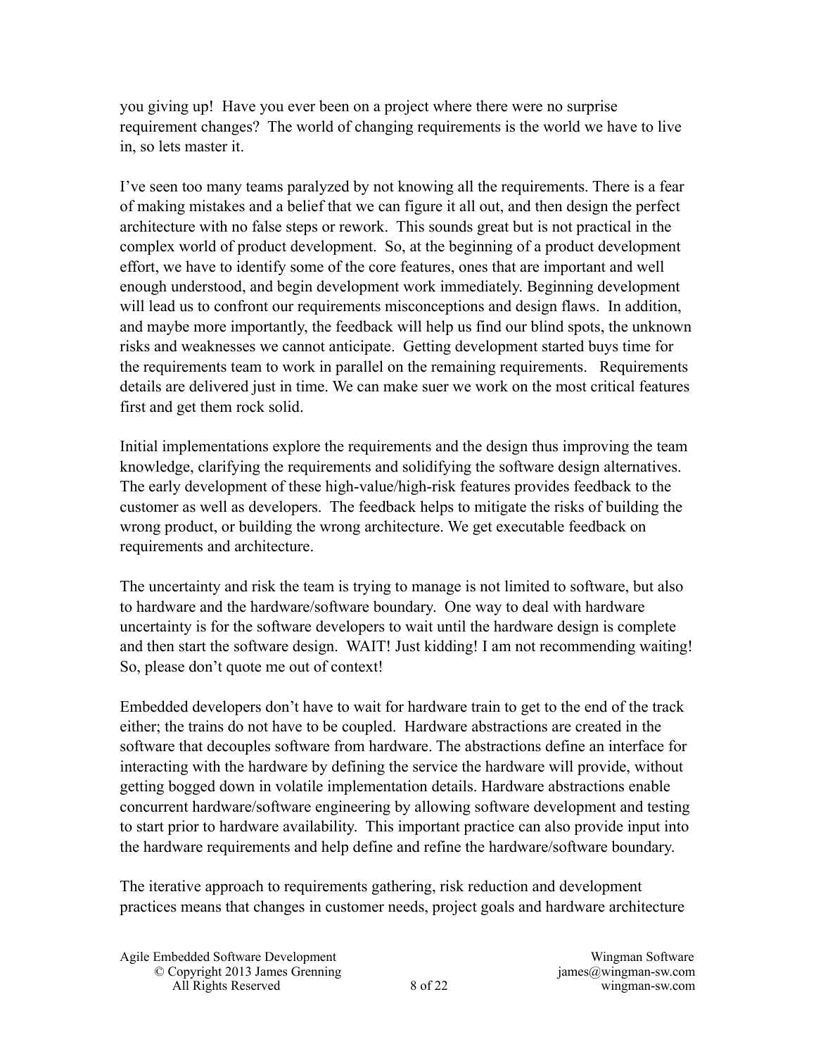you giving up! Have you ever been on a project where there were no surprise requirement changes? The world of changing requirements is the world we have to live in, so lets master it.

I've seen too many teams paralyzed by not knowing all the requirements. There is a fear of making mistakes and a belief that we can figure it all out, and then design the perfect architecture with no false steps or rework. This sounds great but is not practical in the complex world of product development. So, at the beginning of a product development effort, we have to identify some of the core features, ones that are important and well enough understood, and begin development work immediately. Beginning development will lead us to confront our requirements misconceptions and design flaws. In addition, and maybe more importantly, the feedback will help us find our blind spots, the unknown risks and weaknesses we cannot anticipate. Getting development started buys time for the requirements team to work in parallel on the remaining requirements. Requirements details are delivered just in time. We can make suer we work on the most critical features first and get them rock solid.

Initial implementations explore the requirements and the design thus improving the team knowledge, clarifying the requirements and solidifying the software design alternatives. The early development of these high-value/high-risk features provides feedback to the customer as well as developers. The feedback helps to mitigate the risks of building the wrong product, or building the wrong architecture. We get executable feedback on requirements and architecture.

The uncertainty and risk the team is trying to manage is not limited to software, but also to hardware and the hardware/software boundary. One way to deal with hardware uncertainty is for the software developers to wait until the hardware design is complete and then start the software design. WAIT! Just kidding! I am not recommending waiting! So, please don't quote me out of context!

Embedded developers don't have to wait for hardware train to get to the end of the track either; the trains do not have to be coupled. Hardware abstractions are created in the software that decouples software from hardware. The abstractions define an interface for interacting with the hardware by defining the service the hardware will provide, without getting bogged down in volatile implementation details. Hardware abstractions enable concurrent hardware/software engineering by allowing software development and testing to start prior to hardware availability. This important practice can also provide input into the hardware requirements and help define and refine the hardware/software boundary.

The iterative approach to requirements gathering, risk reduction and development practices means that changes in customer needs, project goals and hardware architecture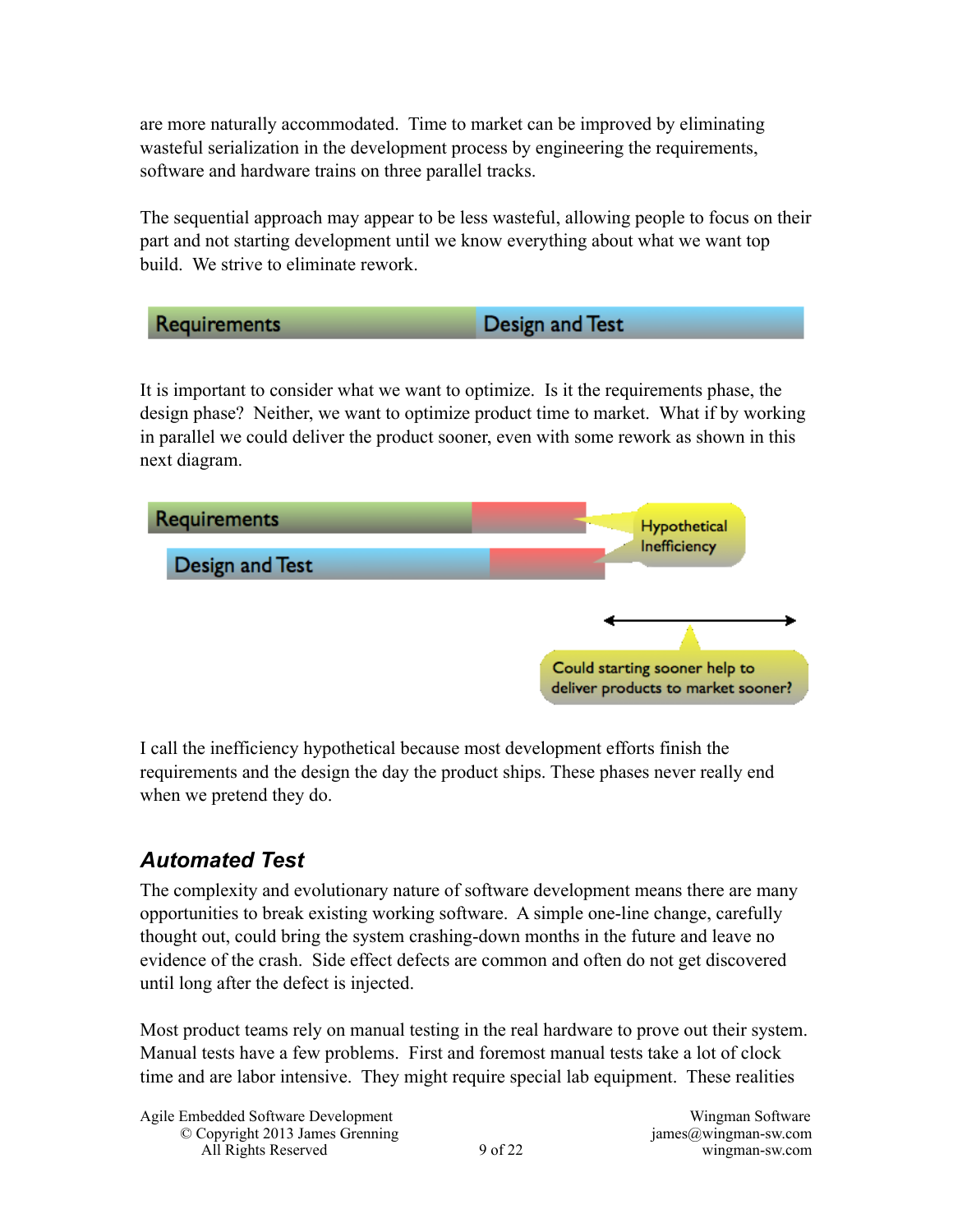are more naturally accommodated. Time to market can be improved by eliminating wasteful serialization in the development process by engineering the requirements, software and hardware trains on three parallel tracks.

The sequential approach may appear to be less wasteful, allowing people to focus on their part and not starting development until we know everything about what we want top build. We strive to eliminate rework.

Requirements | Design and Test

It is important to consider what we want to optimize. Is it the requirements phase, the design phase? Neither, we want to optimize product time to market. What if by working in parallel we could deliver the product sooner, even with some rework as shown in this next diagram.

Requirements
Design and Test
Hypothetical Inefficiency
Could starting sooner help to deliver products to market sooner?

I call the inefficiency hypothetical because most development efforts finish the requirements and the design the day the product ships. These phases never really end when we pretend they do.

## *Automated Test*

The complexity and evolutionary nature of software development means there are many opportunities to break existing working software. A simple one-line change, carefully thought out, could bring the system crashing-down months in the future and leave no evidence of the crash. Side effect defects are common and often do not get discovered until long after the defect is injected.

Most product teams rely on manual testing in the real hardware to prove out their system. Manual tests have a few problems. First and foremost manual tests take a lot of clock time and are labor intensive. They might require special lab equipment. These realities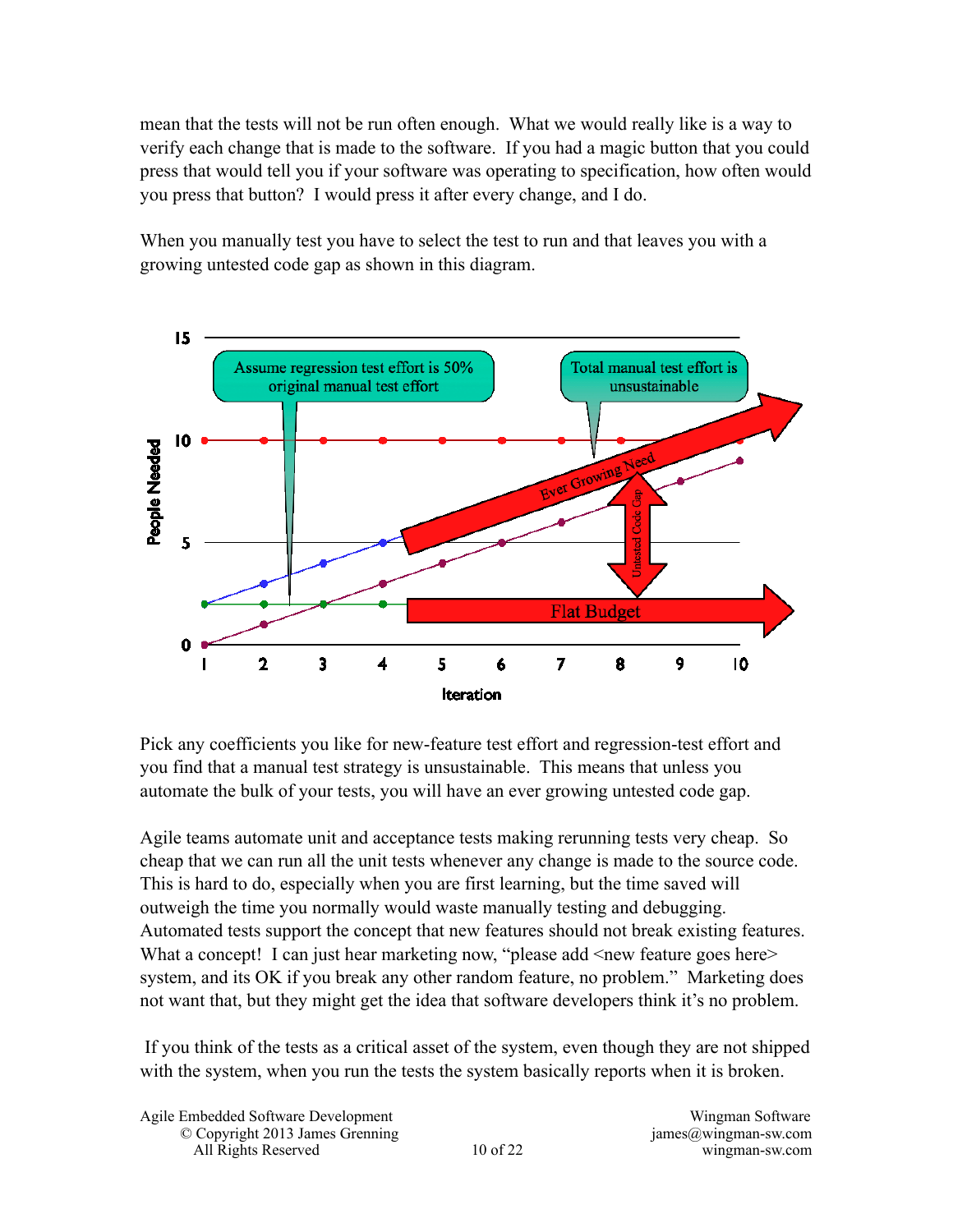mean that the tests will not be run often enough. What we would really like is a way to verify each change that is made to the software. If you had a magic button that you could press that would tell you if your software was operating to specification, how often would you press that button? I would press it after every change, and I do.

When you manually test you have to select the test to run and that leaves you with a growing untested code gap as shown in this diagram.

Pick any coefficients you like for new-feature test effort and regression-test effort and you find that a manual test strategy is unsustainable. This means that unless you automate the bulk of your tests, you will have an ever growing untested code gap.

Agile teams automate unit and acceptance tests making rerunning tests very cheap. So cheap that we can run all the unit tests whenever any change is made to the source code. This is hard to do, especially when you are first learning, but the time saved will outweigh the time you normally would waste manually testing and debugging. Automated tests support the concept that new features should not break existing features. What a concept! I can just hear marketing now, "please add <new feature goes here> system, and its OK if you break any other random feature, no problem." Marketing does not want that, but they might get the idea that software developers think it's no problem.

If you think of the tests as a critical asset of the system, even though they are not shipped with the system, when you run the tests the system basically reports when it is broken.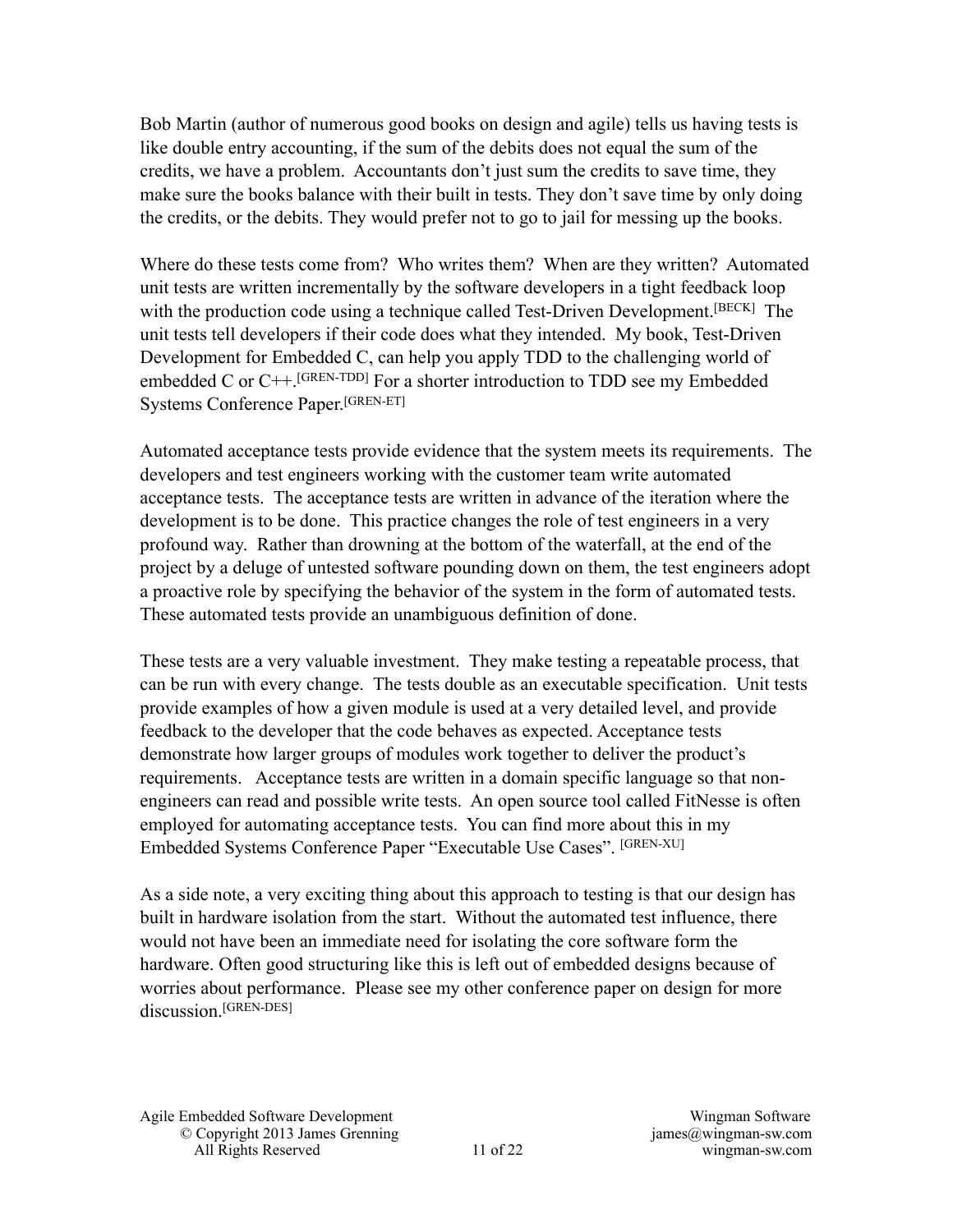Bob Martin (author of numerous good books on design and agile) tells us having tests is like double entry accounting, if the sum of the debits does not equal the sum of the credits, we have a problem. Accountants don't just sum the credits to save time, they make sure the books balance with their built in tests. They don't save time by only doing the credits, or the debits. They would prefer not to go to jail for messing up the books.

Where do these tests come from? Who writes them? When are they written? Automated unit tests are written incrementally by the software developers in a tight feedback loop with the production code using a technique called Test-Driven Development.[BECK] The unit tests tell developers if their code does what they intended. My book, Test-Driven Development for Embedded C, can help you apply TDD to the challenging world of embedded C or C++.[GREN-TDD] For a shorter introduction to TDD see my Embedded Systems Conference Paper.[GREN-ET]

Automated acceptance tests provide evidence that the system meets its requirements. The developers and test engineers working with the customer team write automated acceptance tests. The acceptance tests are written in advance of the iteration where the development is to be done. This practice changes the role of test engineers in a very profound way. Rather than drowning at the bottom of the waterfall, at the end of the project by a deluge of untested software pounding down on them, the test engineers adopt a proactive role by specifying the behavior of the system in the form of automated tests. These automated tests provide an unambiguous definition of done.

These tests are a very valuable investment. They make testing a repeatable process, that can be run with every change. The tests double as an executable specification. Unit tests provide examples of how a given module is used at a very detailed level, and provide feedback to the developer that the code behaves as expected. Acceptance tests demonstrate how larger groups of modules work together to deliver the product's requirements. Acceptance tests are written in a domain specific language so that non-engineers can read and possible write tests. An open source tool called FitNesse is often employed for automating acceptance tests. You can find more about this in my Embedded Systems Conference Paper "Executable Use Cases". [GREN-XU]

As a side note, a very exciting thing about this approach to testing is that our design has built in hardware isolation from the start. Without the automated test influence, there would not have been an immediate need for isolating the core software form the hardware. Often good structuring like this is left out of embedded designs because of worries about performance. Please see my other conference paper on design for more discussion.[GREN-DES]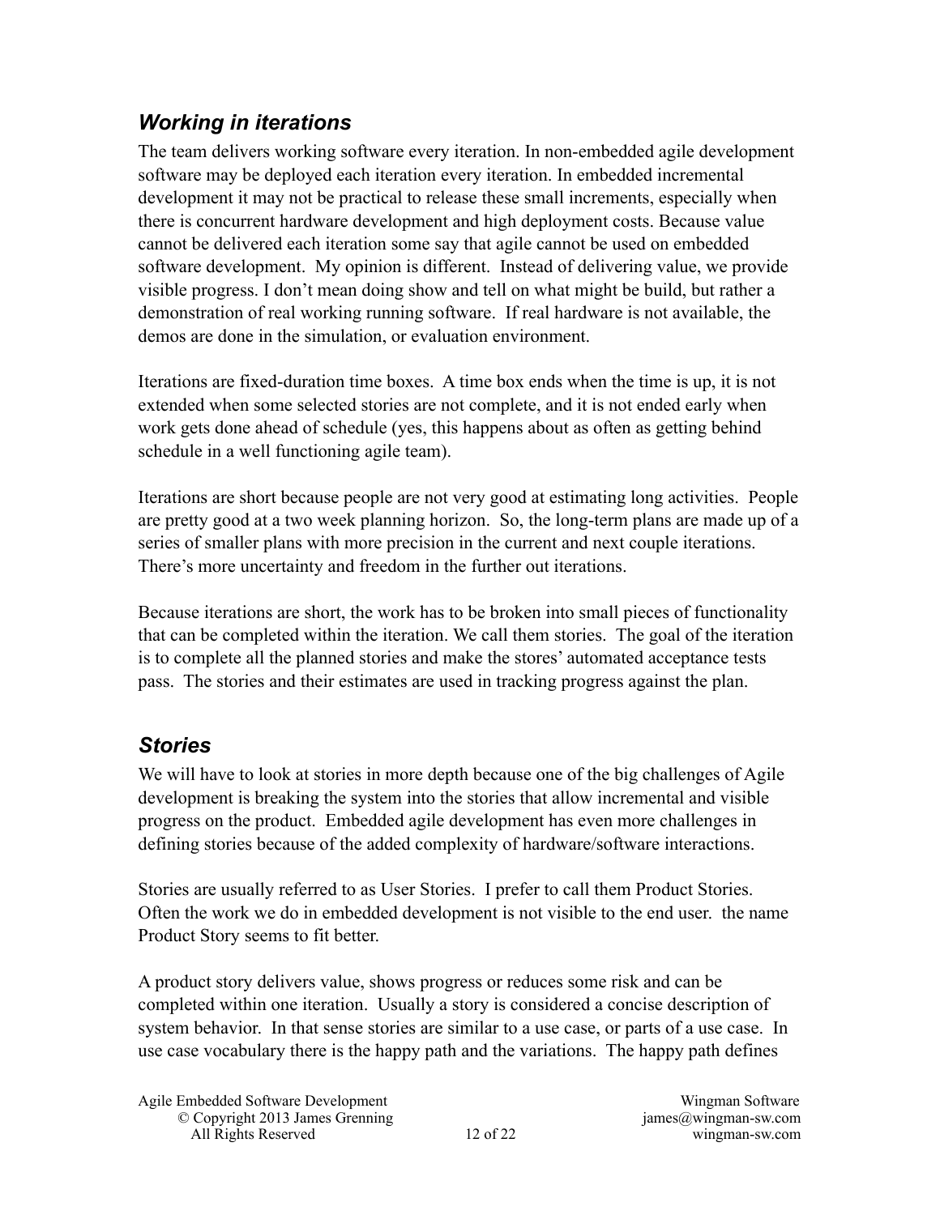## *Working in iterations*

The team delivers working software every iteration. In non-embedded agile development software may be deployed each iteration every iteration. In embedded incremental development it may not be practical to release these small increments, especially when there is concurrent hardware development and high deployment costs. Because value cannot be delivered each iteration some say that agile cannot be used on embedded software development. My opinion is different. Instead of delivering value, we provide visible progress. I don't mean doing show and tell on what might be build, but rather a demonstration of real working running software. If real hardware is not available, the demos are done in the simulation, or evaluation environment.

Iterations are fixed-duration time boxes. A time box ends when the time is up, it is not extended when some selected stories are not complete, and it is not ended early when work gets done ahead of schedule (yes, this happens about as often as getting behind schedule in a well functioning agile team).

Iterations are short because people are not very good at estimating long activities. People are pretty good at a two week planning horizon. So, the long-term plans are made up of a series of smaller plans with more precision in the current and next couple iterations. There's more uncertainty and freedom in the further out iterations.

Because iterations are short, the work has to be broken into small pieces of functionality that can be completed within the iteration. We call them stories. The goal of the iteration is to complete all the planned stories and make the stores' automated acceptance tests pass. The stories and their estimates are used in tracking progress against the plan.

## *Stories*

We will have to look at stories in more depth because one of the big challenges of Agile development is breaking the system into the stories that allow incremental and visible progress on the product. Embedded agile development has even more challenges in defining stories because of the added complexity of hardware/software interactions.

Stories are usually referred to as User Stories. I prefer to call them Product Stories. Often the work we do in embedded development is not visible to the end user. the name Product Story seems to fit better.

A product story delivers value, shows progress or reduces some risk and can be completed within one iteration. Usually a story is considered a concise description of system behavior. In that sense stories are similar to a use case, or parts of a use case. In use case vocabulary there is the happy path and the variations. The happy path defines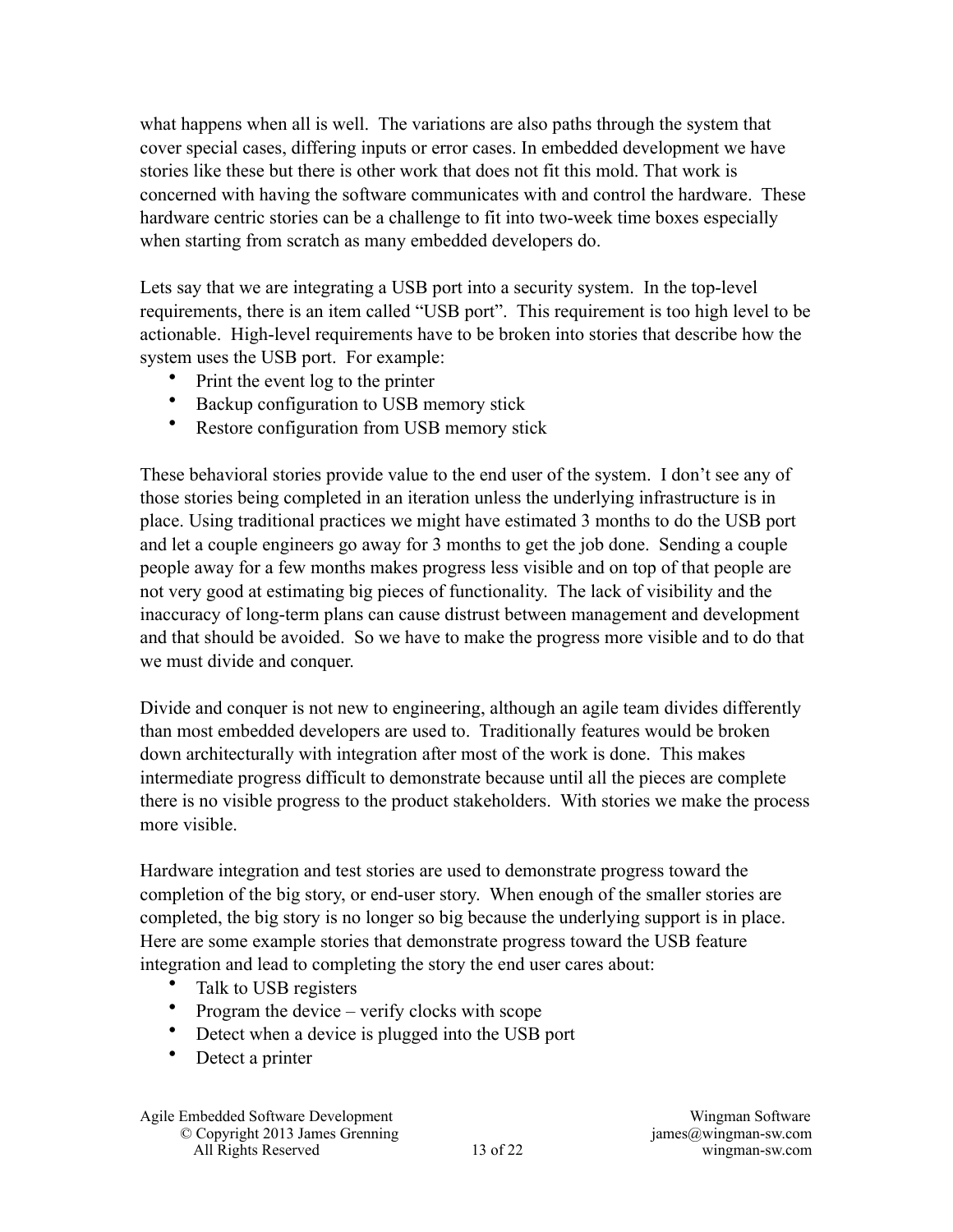what happens when all is well. The variations are also paths through the system that cover special cases, differing inputs or error cases. In embedded development we have stories like these but there is other work that does not fit this mold. That work is concerned with having the software communicates with and control the hardware. These hardware centric stories can be a challenge to fit into two-week time boxes especially when starting from scratch as many embedded developers do.

Lets say that we are integrating a USB port into a security system. In the top-level requirements, there is an item called "USB port". This requirement is too high level to be actionable. High-level requirements have to be broken into stories that describe how the system uses the USB port. For example:

- Print the event log to the printer
- Backup configuration to USB memory stick
- Restore configuration from USB memory stick

These behavioral stories provide value to the end user of the system. I don't see any of those stories being completed in an iteration unless the underlying infrastructure is in place. Using traditional practices we might have estimated 3 months to do the USB port and let a couple engineers go away for 3 months to get the job done. Sending a couple people away for a few months makes progress less visible and on top of that people are not very good at estimating big pieces of functionality. The lack of visibility and the inaccuracy of long-term plans can cause distrust between management and development and that should be avoided. So we have to make the progress more visible and to do that we must divide and conquer.

Divide and conquer is not new to engineering, although an agile team divides differently than most embedded developers are used to. Traditionally features would be broken down architecturally with integration after most of the work is done. This makes intermediate progress difficult to demonstrate because until all the pieces are complete there is no visible progress to the product stakeholders. With stories we make the process more visible.

Hardware integration and test stories are used to demonstrate progress toward the completion of the big story, or end-user story. When enough of the smaller stories are completed, the big story is no longer so big because the underlying support is in place. Here are some example stories that demonstrate progress toward the USB feature integration and lead to completing the story the end user cares about:

- Talk to USB registers
- Program the device – verify clocks with scope
- Detect when a device is plugged into the USB port
- Detect a printer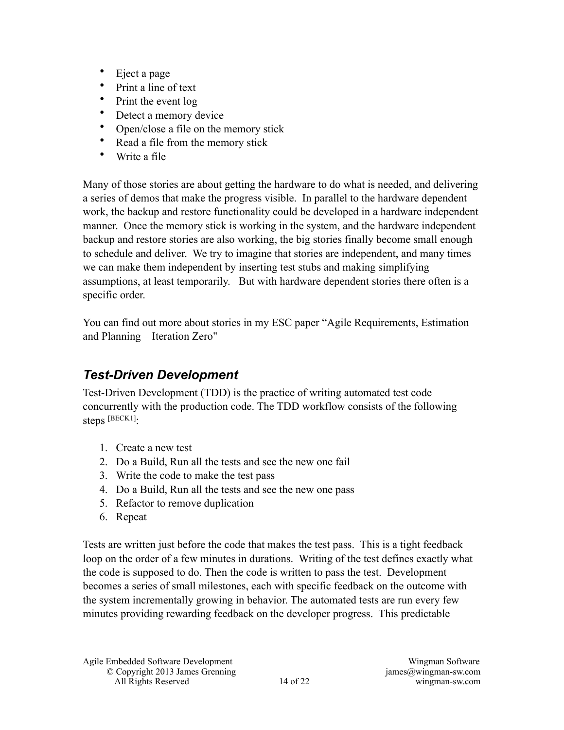- Eject a page
- Print a line of text
- Print the event log
- Detect a memory device
- Open/close a file on the memory stick
- Read a file from the memory stick
- Write a file

Many of those stories are about getting the hardware to do what is needed, and delivering a series of demos that make the progress visible. In parallel to the hardware dependent work, the backup and restore functionality could be developed in a hardware independent manner. Once the memory stick is working in the system, and the hardware independent backup and restore stories are also working, the big stories finally become small enough to schedule and deliver. We try to imagine that stories are independent, and many times we can make them independent by inserting test stubs and making simplifying assumptions, at least temporarily. But with hardware dependent stories there often is a specific order.

You can find out more about stories in my ESC paper "Agile Requirements, Estimation and Planning – Iteration Zero"

## *Test-Driven Development*

Test-Driven Development (TDD) is the practice of writing automated test code concurrently with the production code. The TDD workflow consists of the following steps [BECK1]:

1. Create a new test
2. Do a Build, Run all the tests and see the new one fail
3. Write the code to make the test pass
4. Do a Build, Run all the tests and see the new one pass
5. Refactor to remove duplication
6. Repeat

Tests are written just before the code that makes the test pass. This is a tight feedback loop on the order of a few minutes in durations. Writing of the test defines exactly what the code is supposed to do. Then the code is written to pass the test. Development becomes a series of small milestones, each with specific feedback on the outcome with the system incrementally growing in behavior. The automated tests are run every few minutes providing rewarding feedback on the developer progress. This predictable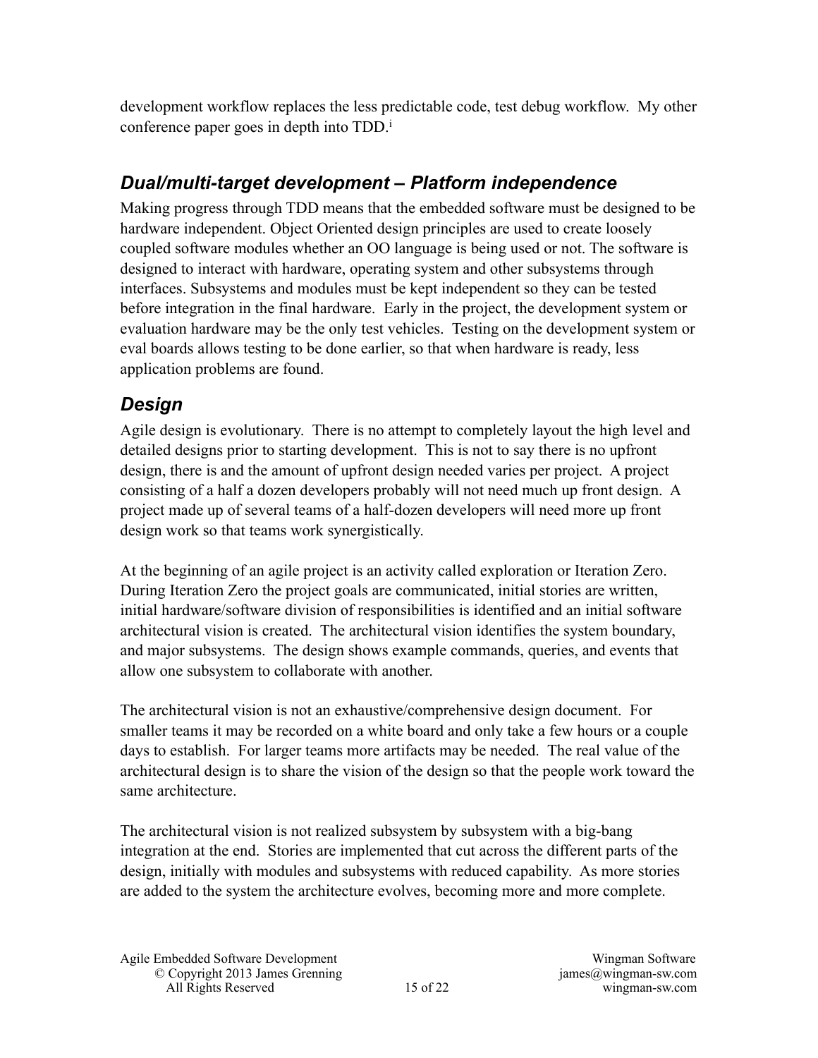development workflow replaces the less predictable code, test debug workflow. My other conference paper goes in depth into TDD.[i]

## *Dual/multi-target development – Platform independence*

Making progress through TDD means that the embedded software must be designed to be hardware independent. Object Oriented design principles are used to create loosely coupled software modules whether an OO language is being used or not. The software is designed to interact with hardware, operating system and other subsystems through interfaces. Subsystems and modules must be kept independent so they can be tested before integration in the final hardware. Early in the project, the development system or evaluation hardware may be the only test vehicles. Testing on the development system or eval boards allows testing to be done earlier, so that when hardware is ready, less application problems are found.

## *Design*

Agile design is evolutionary. There is no attempt to completely layout the high level and detailed designs prior to starting development. This is not to say there is no upfront design, there is and the amount of upfront design needed varies per project. A project consisting of a half a dozen developers probably will not need much up front design. A project made up of several teams of a half-dozen developers will need more up front design work so that teams work synergistically.

At the beginning of an agile project is an activity called exploration or Iteration Zero. During Iteration Zero the project goals are communicated, initial stories are written, initial hardware/software division of responsibilities is identified and an initial software architectural vision is created. The architectural vision identifies the system boundary, and major subsystems. The design shows example commands, queries, and events that allow one subsystem to collaborate with another.

The architectural vision is not an exhaustive/comprehensive design document. For smaller teams it may be recorded on a white board and only take a few hours or a couple days to establish. For larger teams more artifacts may be needed. The real value of the architectural design is to share the vision of the design so that the people work toward the same architecture.

The architectural vision is not realized subsystem by subsystem with a big-bang integration at the end. Stories are implemented that cut across the different parts of the design, initially with modules and subsystems with reduced capability. As more stories are added to the system the architecture evolves, becoming more and more complete.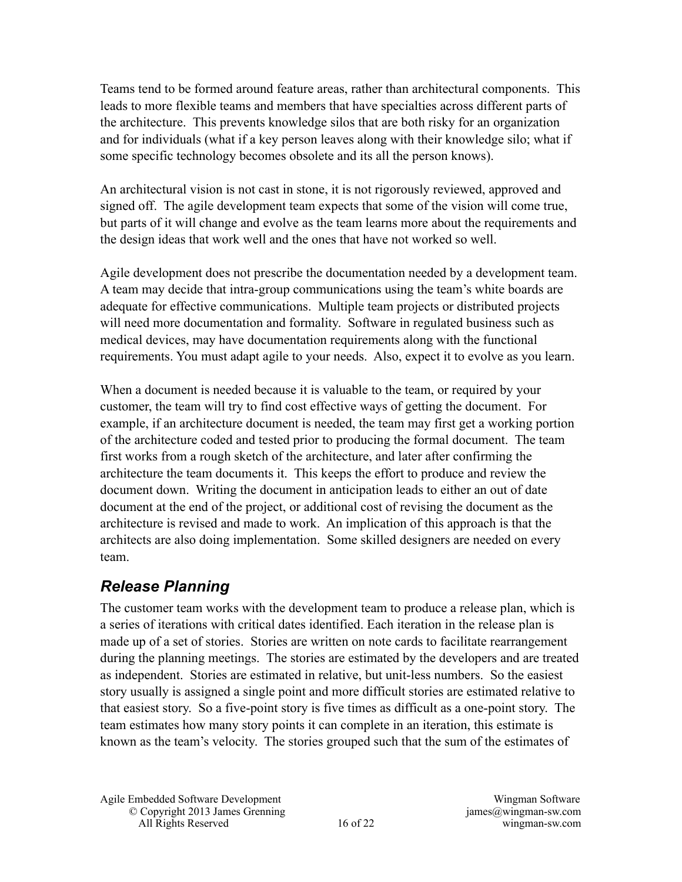Teams tend to be formed around feature areas, rather than architectural components. This leads to more flexible teams and members that have specialties across different parts of the architecture. This prevents knowledge silos that are both risky for an organization and for individuals (what if a key person leaves along with their knowledge silo; what if some specific technology becomes obsolete and its all the person knows).

An architectural vision is not cast in stone, it is not rigorously reviewed, approved and signed off. The agile development team expects that some of the vision will come true, but parts of it will change and evolve as the team learns more about the requirements and the design ideas that work well and the ones that have not worked so well.

Agile development does not prescribe the documentation needed by a development team. A team may decide that intra-group communications using the team's white boards are adequate for effective communications. Multiple team projects or distributed projects will need more documentation and formality. Software in regulated business such as medical devices, may have documentation requirements along with the functional requirements. You must adapt agile to your needs. Also, expect it to evolve as you learn.

When a document is needed because it is valuable to the team, or required by your customer, the team will try to find cost effective ways of getting the document. For example, if an architecture document is needed, the team may first get a working portion of the architecture coded and tested prior to producing the formal document. The team first works from a rough sketch of the architecture, and later after confirming the architecture the team documents it. This keeps the effort to produce and review the document down. Writing the document in anticipation leads to either an out of date document at the end of the project, or additional cost of revising the document as the architecture is revised and made to work. An implication of this approach is that the architects are also doing implementation. Some skilled designers are needed on every team.

## *Release Planning*

The customer team works with the development team to produce a release plan, which is a series of iterations with critical dates identified. Each iteration in the release plan is made up of a set of stories. Stories are written on note cards to facilitate rearrangement during the planning meetings. The stories are estimated by the developers and are treated as independent. Stories are estimated in relative, but unit-less numbers. So the easiest story usually is assigned a single point and more difficult stories are estimated relative to that easiest story. So a five-point story is five times as difficult as a one-point story. The team estimates how many story points it can complete in an iteration, this estimate is known as the team's velocity. The stories grouped such that the sum of the estimates of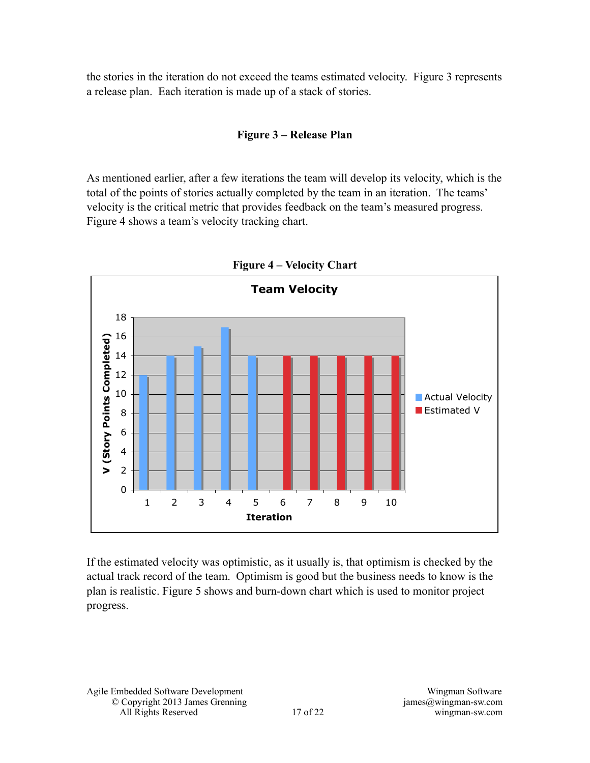the stories in the iteration do not exceed the teams estimated velocity. Figure 3 represents a release plan. Each iteration is made up of a stack of stories.

**Figure 3 – Release Plan**

As mentioned earlier, after a few iterations the team will develop its velocity, which is the total of the points of stories actually completed by the team in an iteration. The teams' velocity is the critical metric that provides feedback on the team's measured progress. Figure 4 shows a team's velocity tracking chart.

**Figure 4 – Velocity Chart**

If the estimated velocity was optimistic, as it usually is, that optimism is checked by the actual track record of the team. Optimism is good but the business needs to know is the plan is realistic. Figure 5 shows and burn-down chart which is used to monitor project progress.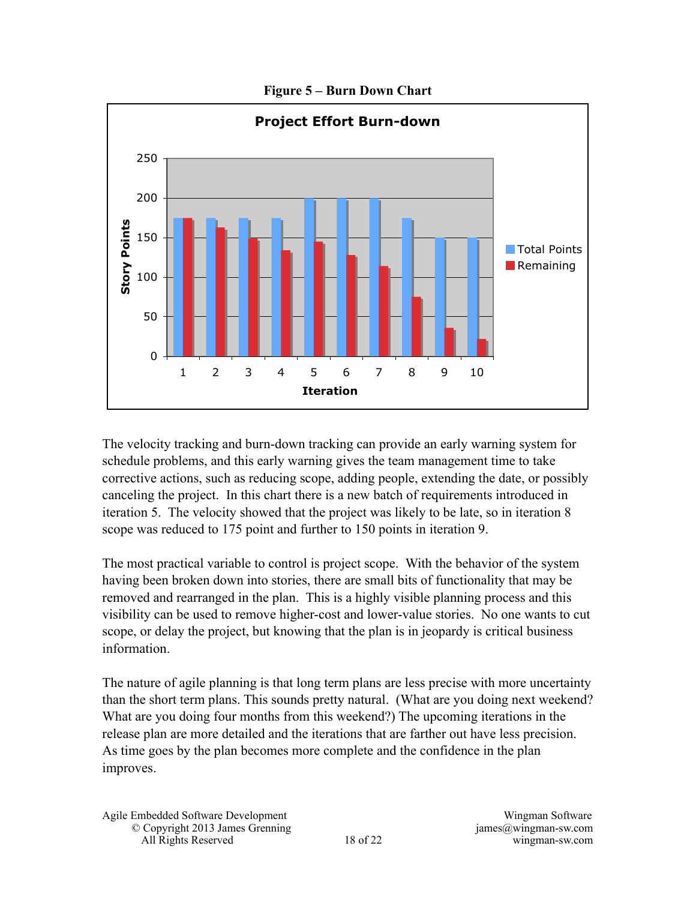**Figure 5 – Burn Down Chart**

The velocity tracking and burn-down tracking can provide an early warning system for schedule problems, and this early warning gives the team management time to take corrective actions, such as reducing scope, adding people, extending the date, or possibly canceling the project. In this chart there is a new batch of requirements introduced in iteration 5. The velocity showed that the project was likely to be late, so in iteration 8 scope was reduced to 175 point and further to 150 points in iteration 9.

The most practical variable to control is project scope. With the behavior of the system having been broken down into stories, there are small bits of functionality that may be removed and rearranged in the plan. This is a highly visible planning process and this visibility can be used to remove higher-cost and lower-value stories. No one wants to cut scope, or delay the project, but knowing that the plan is in jeopardy is critical business information.

The nature of agile planning is that long term plans are less precise with more uncertainty than the short term plans. This sounds pretty natural. (What are you doing next weekend? What are you doing four months from this weekend?) The upcoming iterations in the release plan are more detailed and the iterations that are farther out have less precision. As time goes by the plan becomes more complete and the confidence in the plan improves.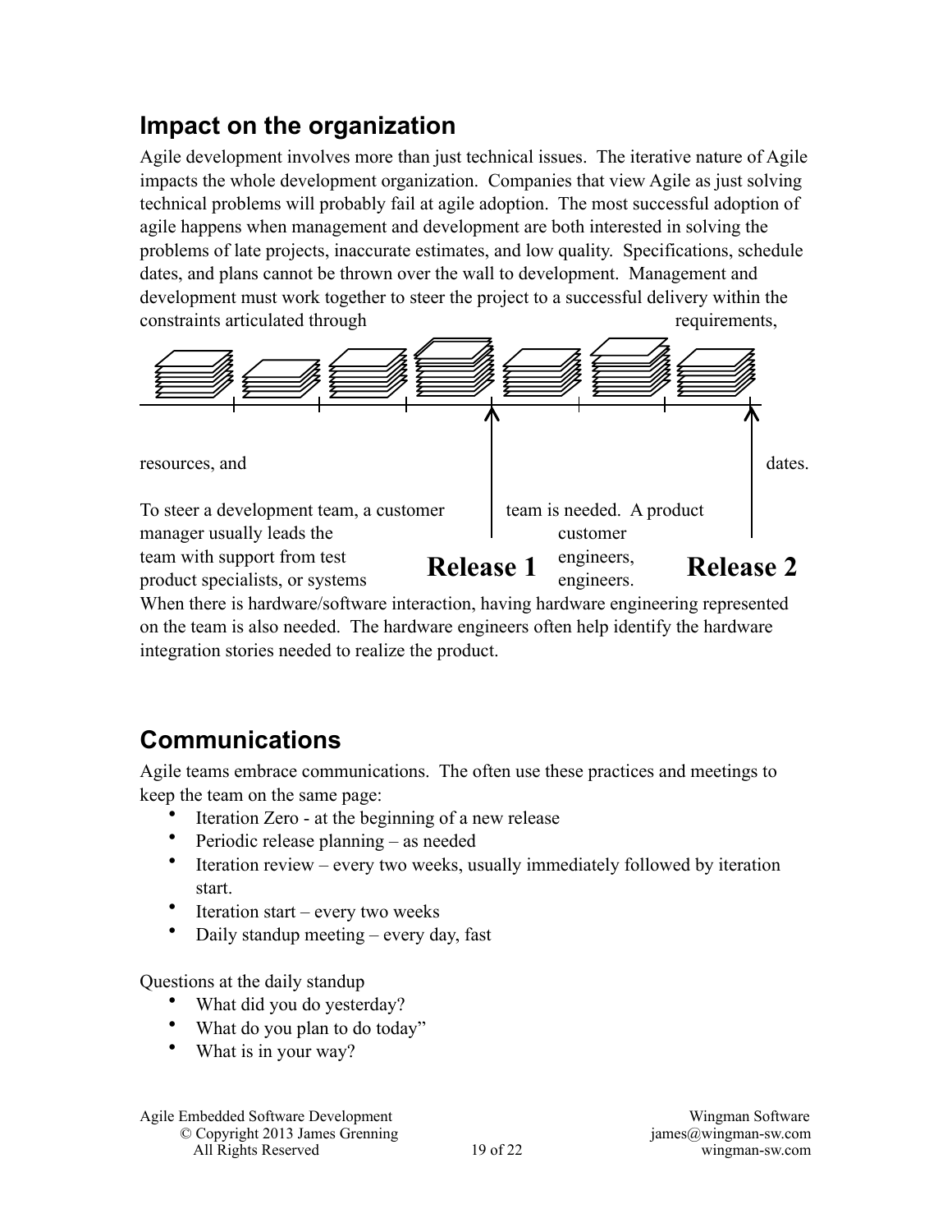## Impact on the organization

Agile development involves more than just technical issues. The iterative nature of Agile impacts the whole development organization. Companies that view Agile as just solving technical problems will probably fail at agile adoption. The most successful adoption of agile happens when management and development are both interested in solving the problems of late projects, inaccurate estimates, and low quality. Specifications, schedule dates, and plans cannot be thrown over the wall to development. Management and development must work together to steer the project to a successful delivery within the constraints articulated through requirements, resources, and dates.

Release 1

Release 2

To steer a development team, a customer team is needed. A product manager usually leads the customer team with support from test engineers, product specialists, or systems engineers. When there is hardware/software interaction, having hardware engineering represented on the team is also needed. The hardware engineers often help identify the hardware integration stories needed to realize the product.

## Communications

Agile teams embrace communications. The often use these practices and meetings to keep the team on the same page:

- Iteration Zero - at the beginning of a new release
- Periodic release planning – as needed
- Iteration review – every two weeks, usually immediately followed by iteration start.
- Iteration start – every two weeks
- Daily standup meeting – every day, fast

Questions at the daily standup

- What did you do yesterday?
- What do you plan to do today"
- What is in your way?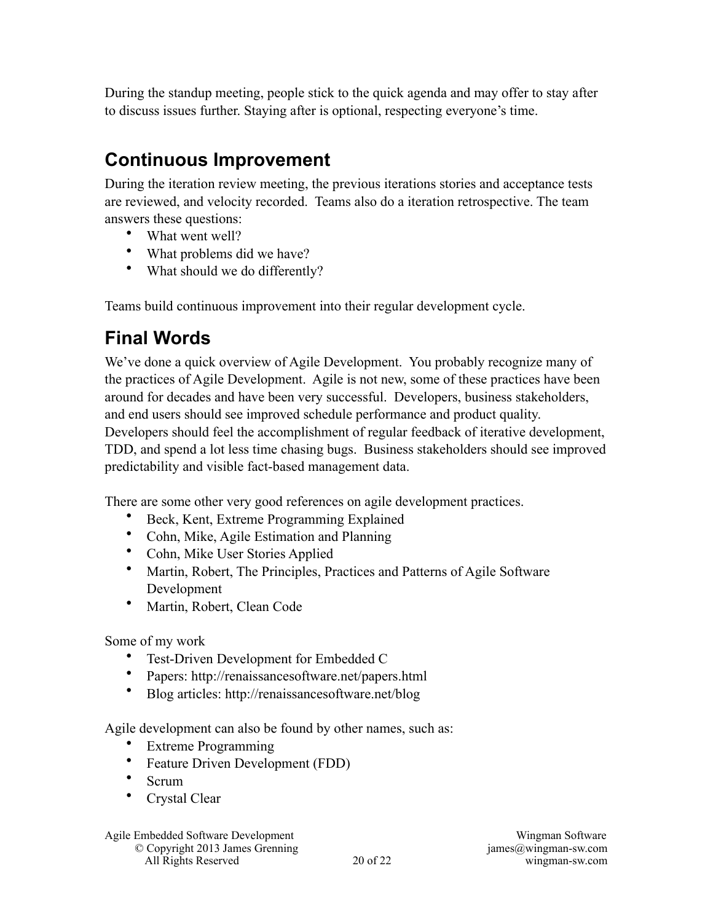During the standup meeting, people stick to the quick agenda and may offer to stay after to discuss issues further. Staying after is optional, respecting everyone's time.

## Continuous Improvement

During the iteration review meeting, the previous iterations stories and acceptance tests are reviewed, and velocity recorded. Teams also do a iteration retrospective. The team answers these questions:

- What went well?
- What problems did we have?
- What should we do differently?

Teams build continuous improvement into their regular development cycle.

## Final Words

We've done a quick overview of Agile Development. You probably recognize many of the practices of Agile Development. Agile is not new, some of these practices have been around for decades and have been very successful. Developers, business stakeholders, and end users should see improved schedule performance and product quality. Developers should feel the accomplishment of regular feedback of iterative development, TDD, and spend a lot less time chasing bugs. Business stakeholders should see improved predictability and visible fact-based management data.

There are some other very good references on agile development practices.

- Beck, Kent, Extreme Programming Explained
- Cohn, Mike, Agile Estimation and Planning
- Cohn, Mike User Stories Applied
- Martin, Robert, The Principles, Practices and Patterns of Agile Software Development
- Martin, Robert, Clean Code

Some of my work

- Test-Driven Development for Embedded C
- Papers: http://renaissancesoftware.net/papers.html
- Blog articles: http://renaissancesoftware.net/blog

Agile development can also be found by other names, such as:

- Extreme Programming
- Feature Driven Development (FDD)
- Scrum
- Crystal Clear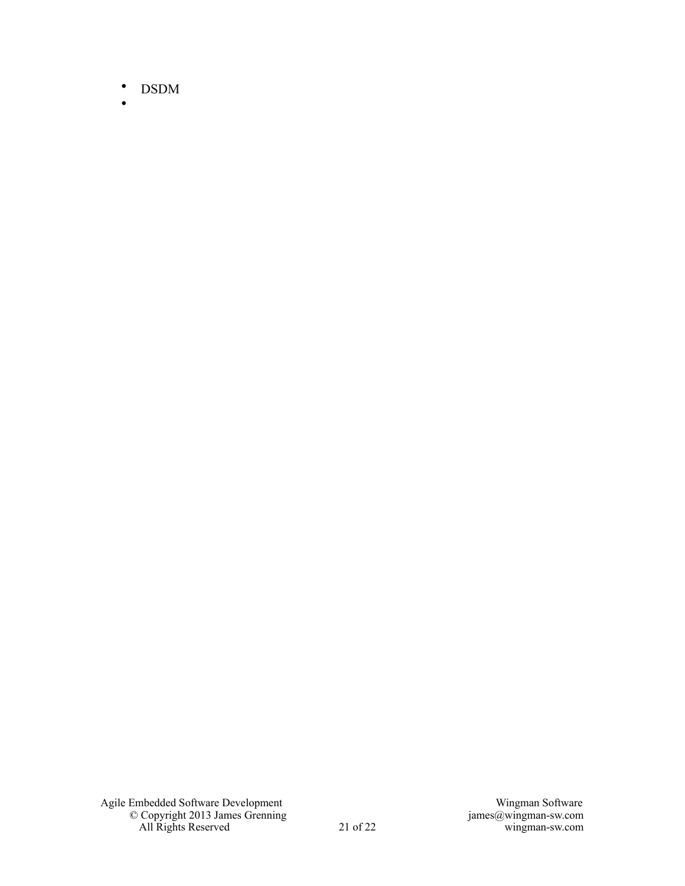- DSDM
-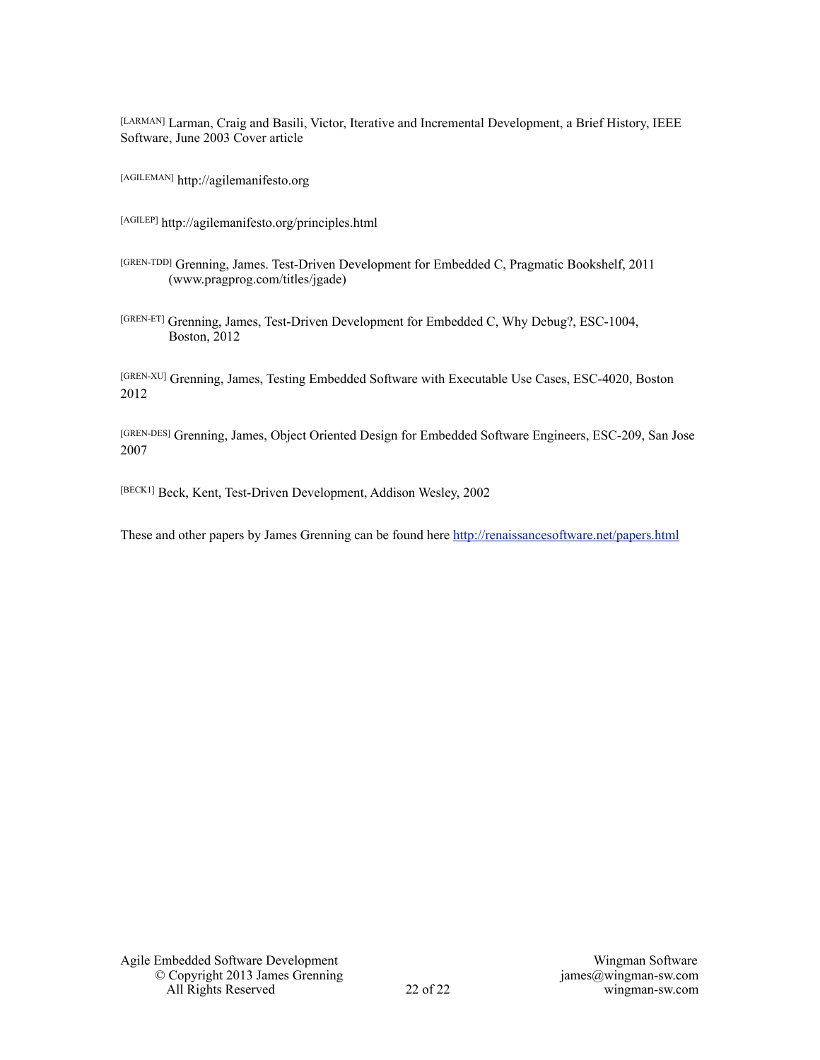[LARMAN] Larman, Craig and Basili, Victor, Iterative and Incremental Development, a Brief History, IEEE Software, June 2003 Cover article

[AGILEMAN] http://agilemanifesto.org

[AGILEP] http://agilemanifesto.org/principles.html

[GREN-TDD] Grenning, James. Test-Driven Development for Embedded C, Pragmatic Bookshelf, 2011 (www.pragprog.com/titles/jgade)

[GREN-ET] Grenning, James, Test-Driven Development for Embedded C, Why Debug?, ESC-1004, Boston, 2012

[GREN-XU] Grenning, James, Testing Embedded Software with Executable Use Cases, ESC-4020, Boston 2012

[GREN-DES] Grenning, James, Object Oriented Design for Embedded Software Engineers, ESC-209, San Jose 2007

[BECK1] Beck, Kent, Test-Driven Development, Addison Wesley, 2002

These and other papers by James Grenning can be found here http://renaissancesoftware.net/papers.html